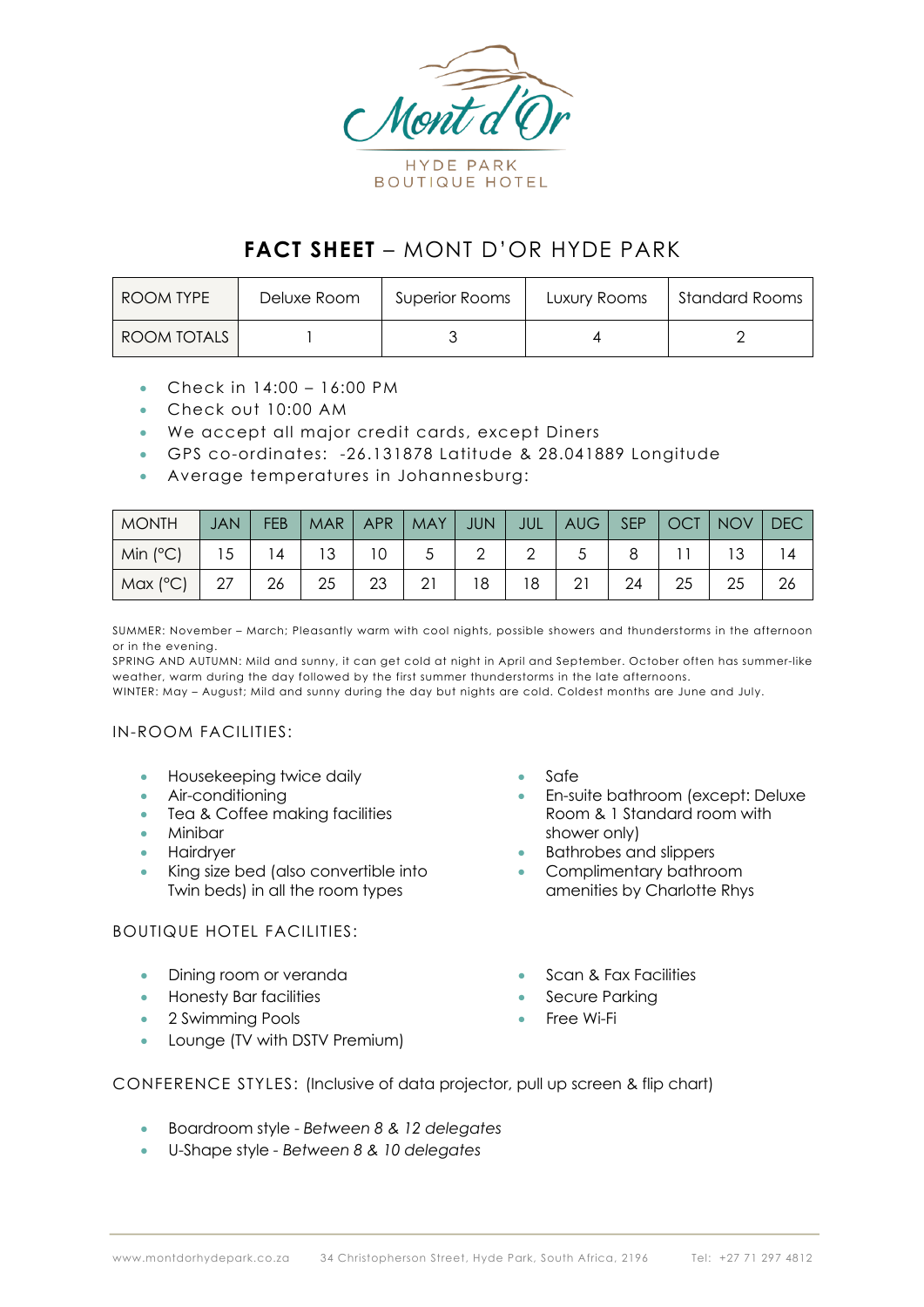Mont d'Or

HYDE PARK
BOUTIQUE HOTEL

# **FACT SHEET** – MONT D'OR HYDE PARK

| ROOM TYPE | Deluxe Room | Superior Rooms | Luxury Rooms | Standard Rooms |
|---|---|---|---|---|
| ROOM TOTALS | 1 | 3 | 4 | 2 |

- Check in 14:00 – 16:00 PM
- Check out 10:00 AM
- We accept all major credit cards, except Diners
- GPS co-ordinates: -26.131878 Latitude & 28.041889 Longitude
- Average temperatures in Johannesburg:

| MONTH | JAN | FEB | MAR | APR | MAY | JUN | JUL | AUG | SEP | OCT | NOV | DEC |
|---|---|---|---|---|---|---|---|---|---|---|---|---|
| Min (°C) | 15 | 14 | 13 | 10 | 5 | 2 | 2 | 5 | 8 | 11 | 13 | 14 |
| Max (°C) | 27 | 26 | 25 | 23 | 21 | 18 | 18 | 21 | 24 | 25 | 25 | 26 |

SUMMER: November – March; Pleasantly warm with cool nights, possible showers and thunderstorms in the afternoon or in the evening.
SPRING AND AUTUMN: Mild and sunny, it can get cold at night in April and September. October often has summer-like weather, warm during the day followed by the first summer thunderstorms in the late afternoons.
WINTER: May – August; Mild and sunny during the day but nights are cold. Coldest months are June and July.

## IN-ROOM FACILITIES:

- Housekeeping twice daily
- Air-conditioning
- Tea & Coffee making facilities
- Minibar
- Hairdryer
- King size bed (also convertible into Twin beds) in all the room types
- Safe
- En-suite bathroom (except: Deluxe Room & 1 Standard room with shower only)
- Bathrobes and slippers
- Complimentary bathroom amenities by Charlotte Rhys

## BOUTIQUE HOTEL FACILITIES:

- Dining room or veranda
- Honesty Bar facilities
- 2 Swimming Pools
- Lounge (TV with DSTV Premium)
- Scan & Fax Facilities
- Secure Parking
- Free Wi-Fi

## CONFERENCE STYLES: (Inclusive of data projector, pull up screen & flip chart)

- Boardroom style - *Between 8 & 12 delegates*
- U-Shape style - *Between 8 & 10 delegates*

www.montdorhydepark.co.za 34 Christopherson Street, Hyde Park, South Africa, 2196 Tel: +27 71 297 4812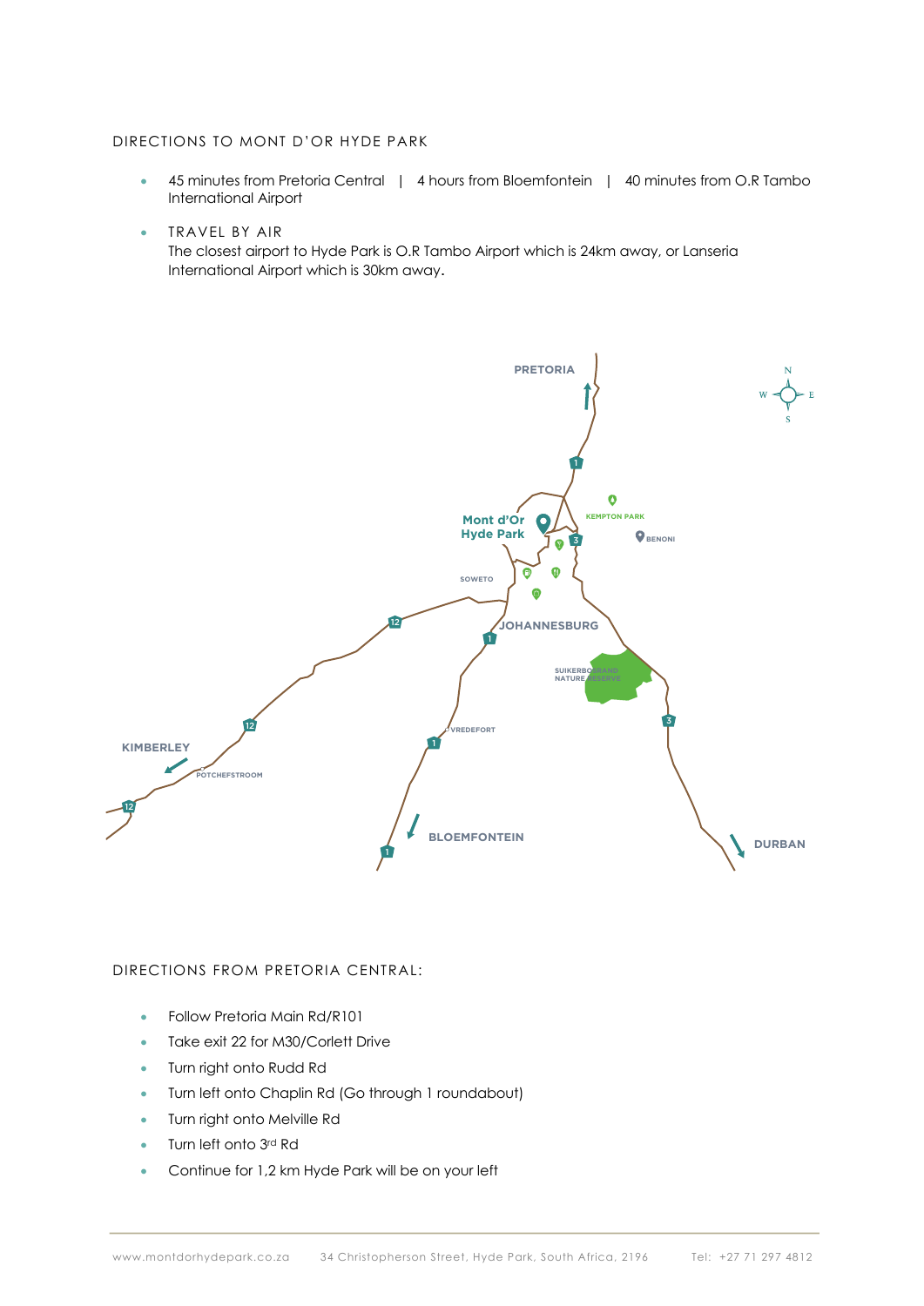## DIRECTIONS TO MONT D'OR HYDE PARK

- 45 minutes from Pretoria Central | 4 hours from Bloemfontein | 40 minutes from O.R Tambo International Airport
- TRAVEL BY AIR
  The closest airport to Hyde Park is O.R Tambo Airport which is 24km away, or Lanseria International Airport which is 30km away.

## DIRECTIONS FROM PRETORIA CENTRAL:

- Follow Pretoria Main Rd/R101
- Take exit 22 for M30/Corlett Drive
- Turn right onto Rudd Rd
- Turn left onto Chaplin Rd (Go through 1 roundabout)
- Turn right onto Melville Rd
- Turn left onto 3rd Rd
- Continue for 1,2 km Hyde Park will be on your left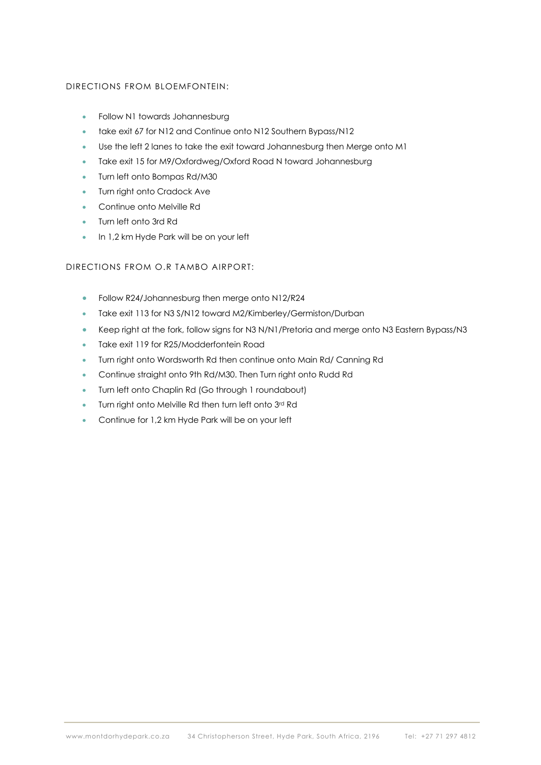## DIRECTIONS FROM BLOEMFONTEIN:

- Follow N1 towards Johannesburg
- take exit 67 for N12 and Continue onto N12 Southern Bypass/N12
- Use the left 2 lanes to take the exit toward Johannesburg then Merge onto M1
- Take exit 15 for M9/Oxfordweg/Oxford Road N toward Johannesburg
- Turn left onto Bompas Rd/M30
- Turn right onto Cradock Ave
- Continue onto Melville Rd
- Turn left onto 3rd Rd
- In 1,2 km Hyde Park will be on your left

## DIRECTIONS FROM O.R TAMBO AIRPORT:

- Follow R24/Johannesburg then merge onto N12/R24
- Take exit 113 for N3 S/N12 toward M2/Kimberley/Germiston/Durban
- Keep right at the fork, follow signs for N3 N/N1/Pretoria and merge onto N3 Eastern Bypass/N3
- Take exit 119 for R25/Modderfontein Road
- Turn right onto Wordsworth Rd then continue onto Main Rd/ Canning Rd
- Continue straight onto 9th Rd/M30. Then Turn right onto Rudd Rd
- Turn left onto Chaplin Rd (Go through 1 roundabout)
- Turn right onto Melville Rd then turn left onto 3rd Rd
- Continue for 1,2 km Hyde Park will be on your left